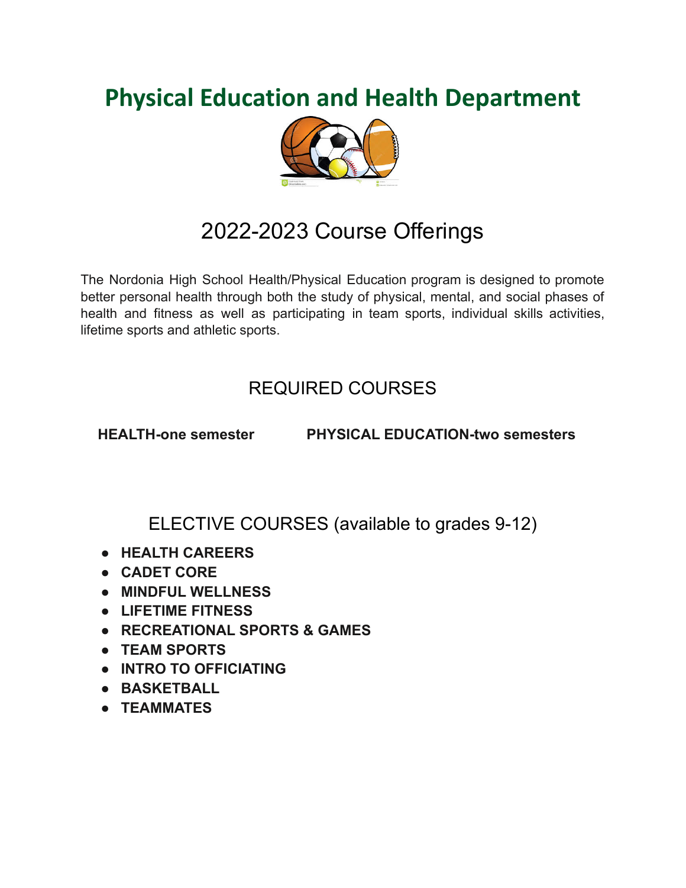# Physical Education and Health Department

## 2022-2023 Course Offerings

The Nordonia High School Health/Physical Education program is designed to promote better personal health through both the study of physical, mental, and social phases of health and fitness as well as participating in team sports, individual skills activities, lifetime sports and athletic sports.

## REQUIRED COURSES

**HEALTH-one semester** **PHYSICAL EDUCATION-two semesters**

## ELECTIVE COURSES (available to grades 9-12)

- **HEALTH CAREERS**
- **CADET CORE**
- **MINDFUL WELLNESS**
- **LIFETIME FITNESS**
- **RECREATIONAL SPORTS & GAMES**
- **TEAM SPORTS**
- **INTRO TO OFFICIATING**
- **BASKETBALL**
- **TEAMMATES**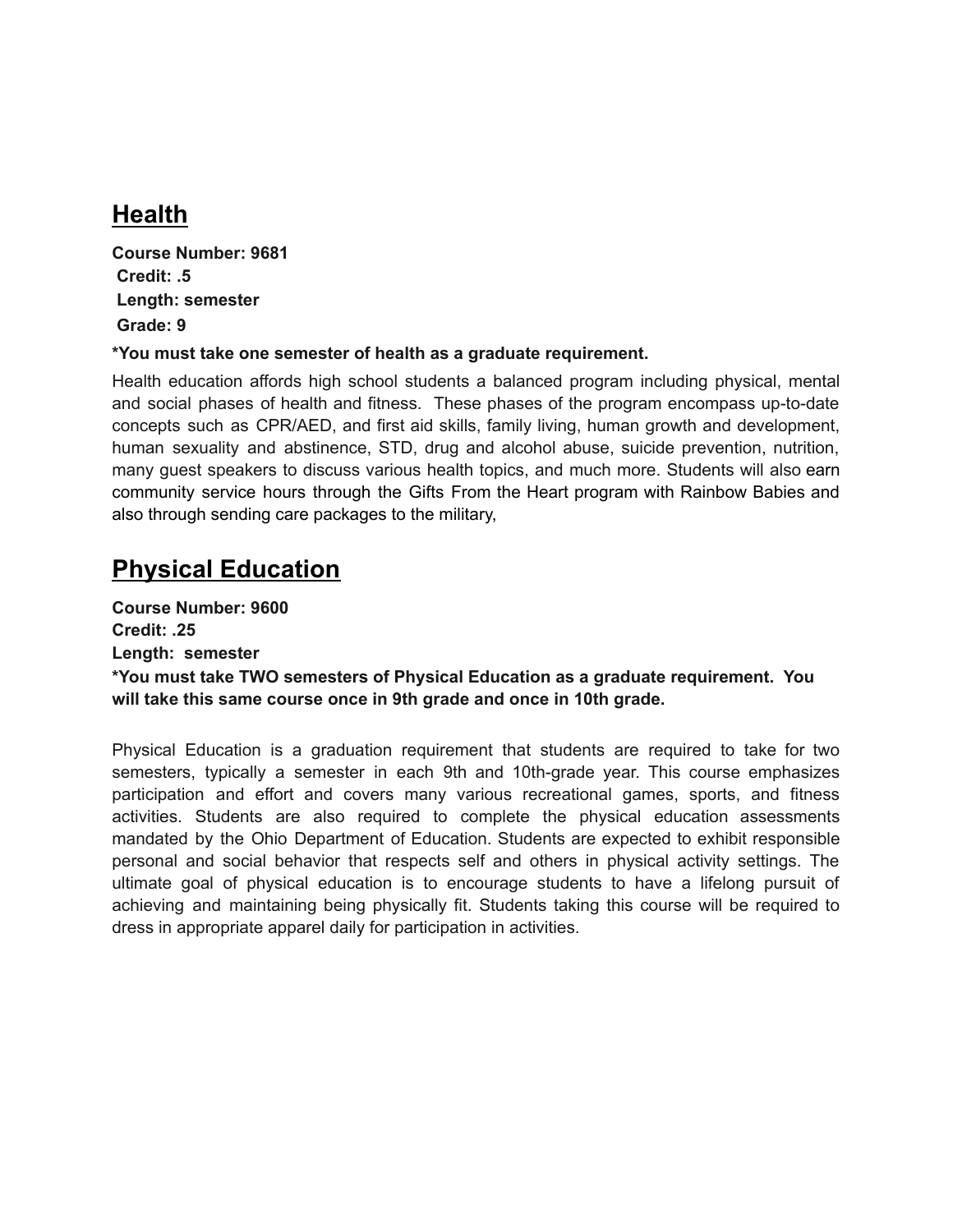## Health

**Course Number: 9681**
**Credit: .5**
**Length: semester**
**Grade: 9**

***You must take one semester of health as a graduate requirement.**

Health education affords high school students a balanced program including physical, mental and social phases of health and fitness. These phases of the program encompass up-to-date concepts such as CPR/AED, and first aid skills, family living, human growth and development, human sexuality and abstinence, STD, drug and alcohol abuse, suicide prevention, nutrition, many guest speakers to discuss various health topics, and much more. Students will also earn community service hours through the Gifts From the Heart program with Rainbow Babies and also through sending care packages to the military,

## Physical Education

**Course Number: 9600**
**Credit: .25**
**Length: semester**
***You must take TWO semesters of Physical Education as a graduate requirement. You will take this same course once in 9th grade and once in 10th grade.**

Physical Education is a graduation requirement that students are required to take for two semesters, typically a semester in each 9th and 10th-grade year. This course emphasizes participation and effort and covers many various recreational games, sports, and fitness activities. Students are also required to complete the physical education assessments mandated by the Ohio Department of Education. Students are expected to exhibit responsible personal and social behavior that respects self and others in physical activity settings. The ultimate goal of physical education is to encourage students to have a lifelong pursuit of achieving and maintaining being physically fit. Students taking this course will be required to dress in appropriate apparel daily for participation in activities.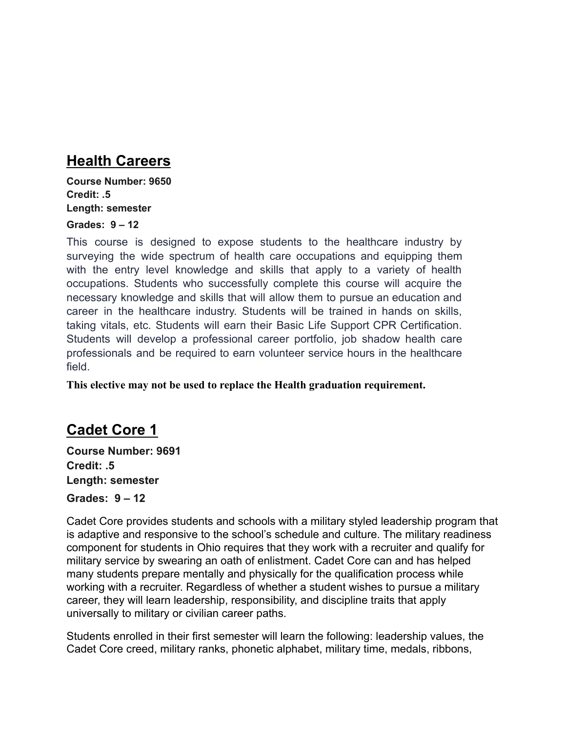## Health Careers

**Course Number: 9650**
**Credit: .5**
**Length: semester**
**Grades: 9 – 12**

This course is designed to expose students to the healthcare industry by surveying the wide spectrum of health care occupations and equipping them with the entry level knowledge and skills that apply to a variety of health occupations. Students who successfully complete this course will acquire the necessary knowledge and skills that will allow them to pursue an education and career in the healthcare industry. Students will be trained in hands on skills, taking vitals, etc. Students will earn their Basic Life Support CPR Certification. Students will develop a professional career portfolio, job shadow health care professionals and be required to earn volunteer service hours in the healthcare field.

**This elective may not be used to replace the Health graduation requirement.**

## Cadet Core 1

**Course Number: 9691**
**Credit: .5**
**Length: semester**
**Grades: 9 – 12**

Cadet Core provides students and schools with a military styled leadership program that is adaptive and responsive to the school's schedule and culture. The military readiness component for students in Ohio requires that they work with a recruiter and qualify for military service by swearing an oath of enlistment. Cadet Core can and has helped many students prepare mentally and physically for the qualification process while working with a recruiter. Regardless of whether a student wishes to pursue a military career, they will learn leadership, responsibility, and discipline traits that apply universally to military or civilian career paths.

Students enrolled in their first semester will learn the following: leadership values, the Cadet Core creed, military ranks, phonetic alphabet, military time, medals, ribbons,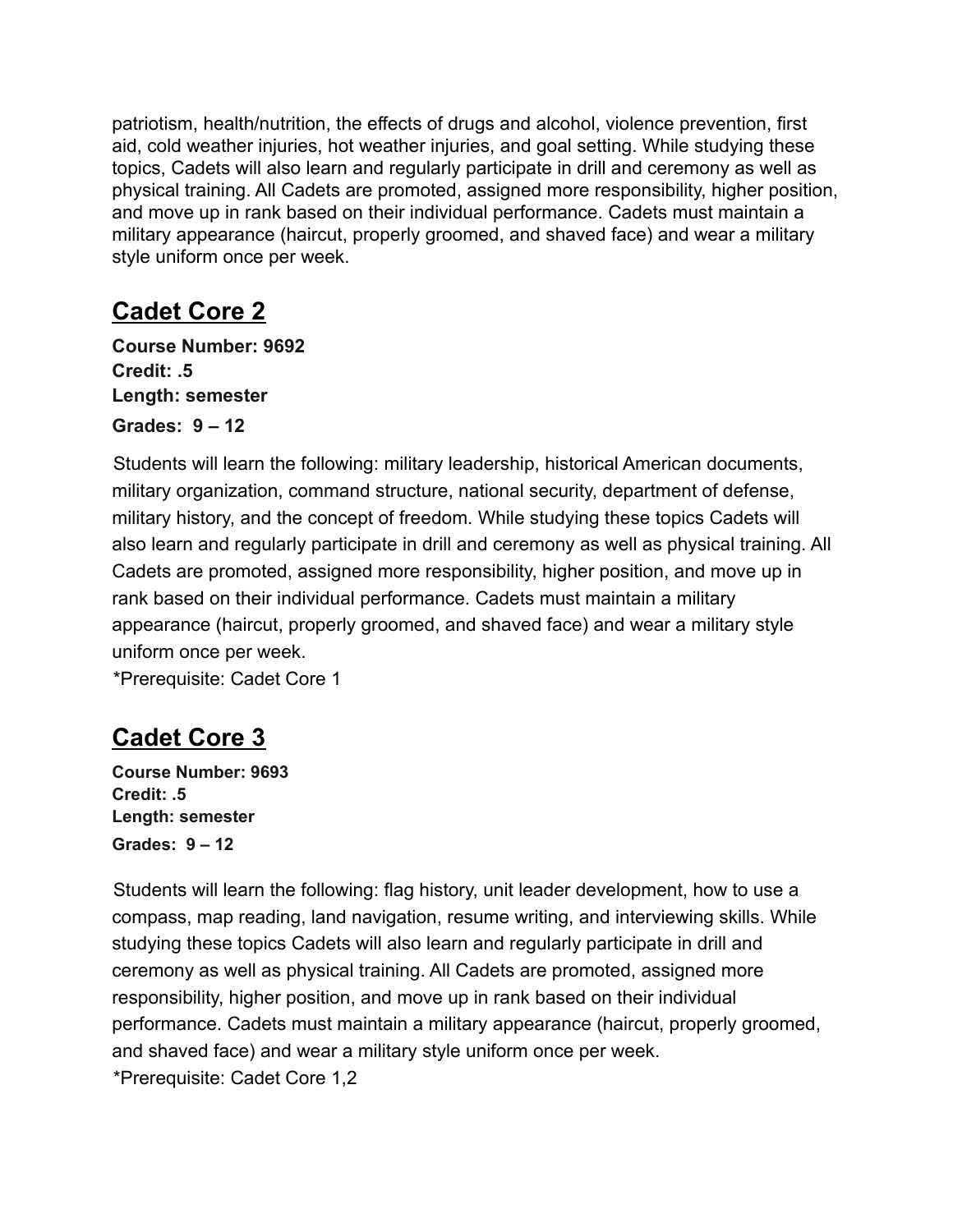patriotism, health/nutrition, the effects of drugs and alcohol, violence prevention, first aid, cold weather injuries, hot weather injuries, and goal setting. While studying these topics, Cadets will also learn and regularly participate in drill and ceremony as well as physical training. All Cadets are promoted, assigned more responsibility, higher position, and move up in rank based on their individual performance. Cadets must maintain a military appearance (haircut, properly groomed, and shaved face) and wear a military style uniform once per week.

## Cadet Core 2

**Course Number: 9692**
**Credit: .5**
**Length: semester**
**Grades: 9 – 12**

Students will learn the following: military leadership, historical American documents, military organization, command structure, national security, department of defense, military history, and the concept of freedom. While studying these topics Cadets will also learn and regularly participate in drill and ceremony as well as physical training. All Cadets are promoted, assigned more responsibility, higher position, and move up in rank based on their individual performance. Cadets must maintain a military appearance (haircut, properly groomed, and shaved face) and wear a military style uniform once per week.
*Prerequisite: Cadet Core 1

## Cadet Core 3

**Course Number: 9693**
**Credit: .5**
**Length: semester**
**Grades: 9 – 12**

Students will learn the following: flag history, unit leader development, how to use a compass, map reading, land navigation, resume writing, and interviewing skills. While studying these topics Cadets will also learn and regularly participate in drill and ceremony as well as physical training. All Cadets are promoted, assigned more responsibility, higher position, and move up in rank based on their individual performance. Cadets must maintain a military appearance (haircut, properly groomed, and shaved face) and wear a military style uniform once per week.
*Prerequisite: Cadet Core 1,2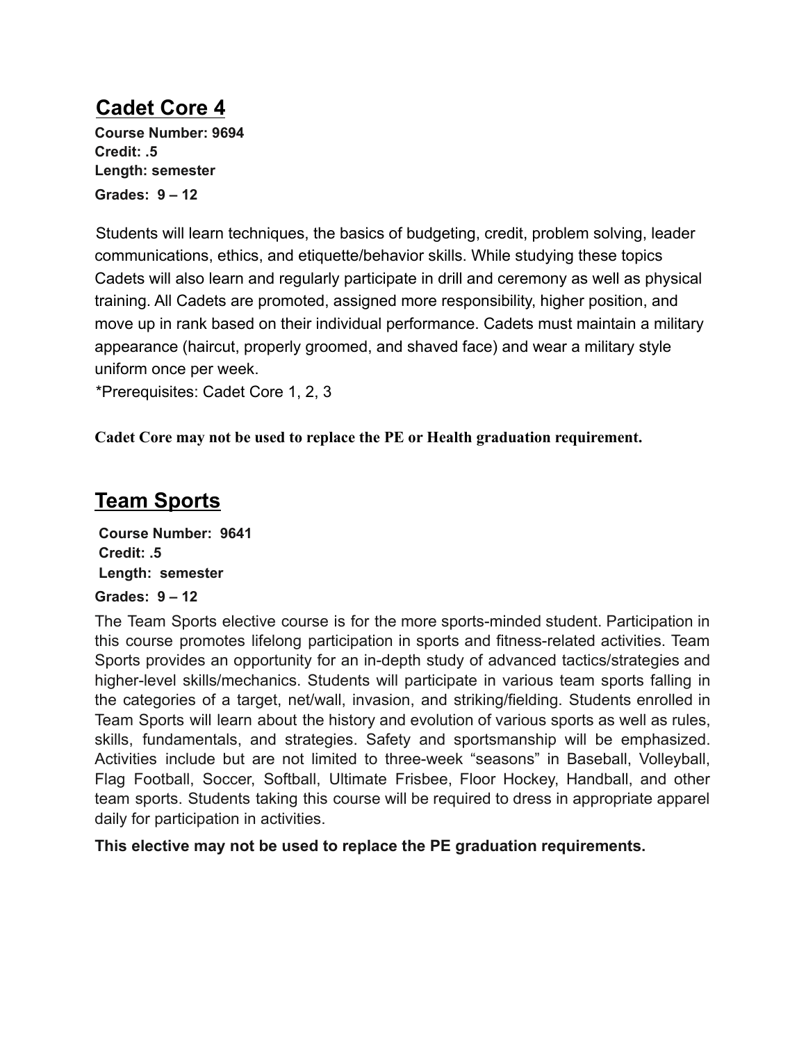## Cadet Core 4

**Course Number: 9694**
**Credit: .5**
**Length: semester**
**Grades: 9 – 12**

Students will learn techniques, the basics of budgeting, credit, problem solving, leader communications, ethics, and etiquette/behavior skills. While studying these topics Cadets will also learn and regularly participate in drill and ceremony as well as physical training. All Cadets are promoted, assigned more responsibility, higher position, and move up in rank based on their individual performance. Cadets must maintain a military appearance (haircut, properly groomed, and shaved face) and wear a military style uniform once per week.

*Prerequisites: Cadet Core 1, 2, 3

**Cadet Core may not be used to replace the PE or Health graduation requirement.**

## Team Sports

**Course Number: 9641**
**Credit: .5**
**Length: semester**
**Grades: 9 – 12**

The Team Sports elective course is for the more sports-minded student. Participation in this course promotes lifelong participation in sports and fitness-related activities. Team Sports provides an opportunity for an in-depth study of advanced tactics/strategies and higher-level skills/mechanics. Students will participate in various team sports falling in the categories of a target, net/wall, invasion, and striking/fielding. Students enrolled in Team Sports will learn about the history and evolution of various sports as well as rules, skills, fundamentals, and strategies. Safety and sportsmanship will be emphasized. Activities include but are not limited to three-week "seasons" in Baseball, Volleyball, Flag Football, Soccer, Softball, Ultimate Frisbee, Floor Hockey, Handball, and other team sports. Students taking this course will be required to dress in appropriate apparel daily for participation in activities.

**This elective may not be used to replace the PE graduation requirements.**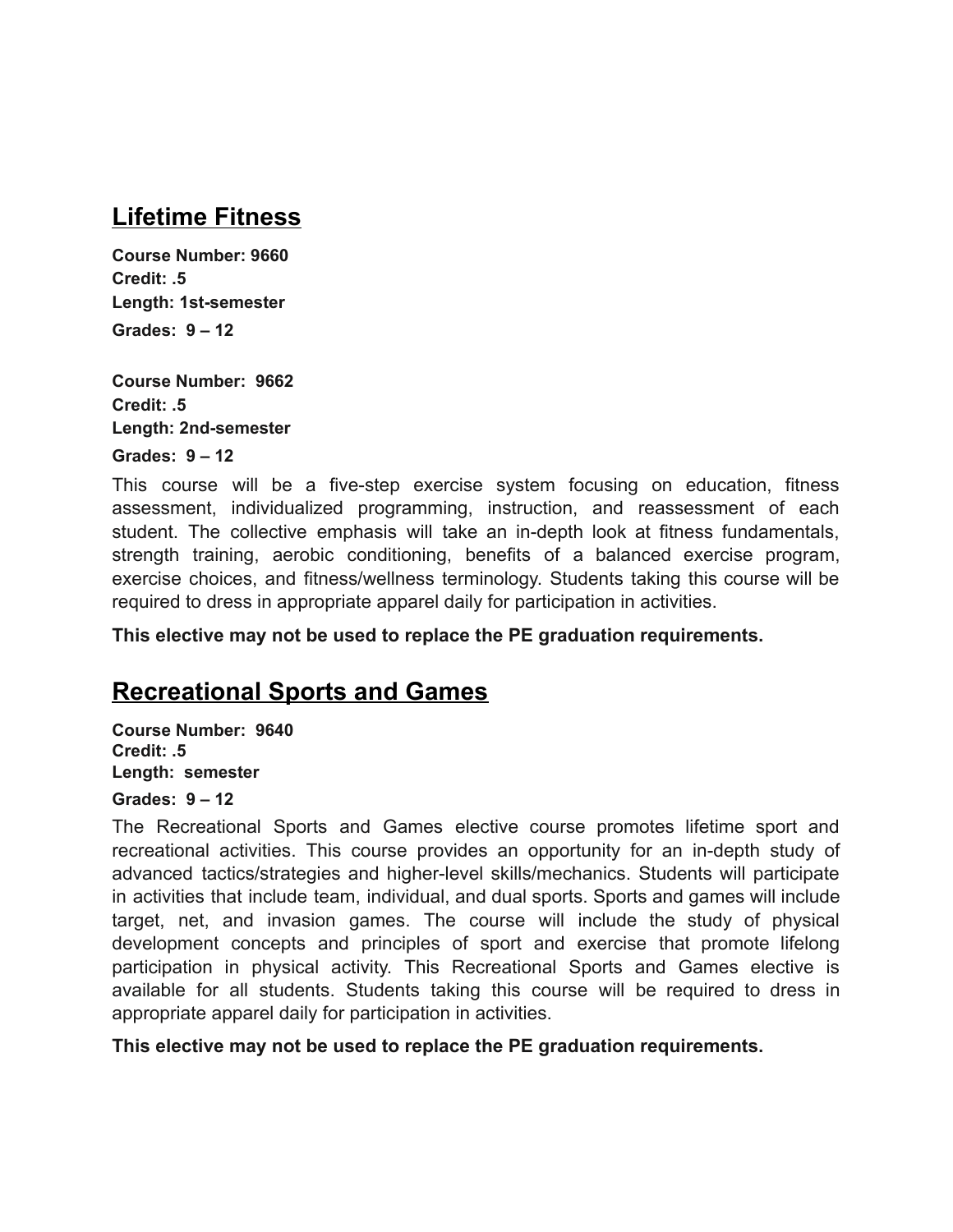## Lifetime Fitness

**Course Number: 9660**
**Credit: .5**
**Length: 1st-semester**
**Grades: 9 – 12**

**Course Number: 9662**
**Credit: .5**
**Length: 2nd-semester**
**Grades: 9 – 12**

This course will be a five-step exercise system focusing on education, fitness assessment, individualized programming, instruction, and reassessment of each student. The collective emphasis will take an in-depth look at fitness fundamentals, strength training, aerobic conditioning, benefits of a balanced exercise program, exercise choices, and fitness/wellness terminology. Students taking this course will be required to dress in appropriate apparel daily for participation in activities.

**This elective may not be used to replace the PE graduation requirements.**

## Recreational Sports and Games

**Course Number: 9640**
**Credit: .5**
**Length: semester**
**Grades: 9 – 12**

The Recreational Sports and Games elective course promotes lifetime sport and recreational activities. This course provides an opportunity for an in-depth study of advanced tactics/strategies and higher-level skills/mechanics. Students will participate in activities that include team, individual, and dual sports. Sports and games will include target, net, and invasion games. The course will include the study of physical development concepts and principles of sport and exercise that promote lifelong participation in physical activity. This Recreational Sports and Games elective is available for all students. Students taking this course will be required to dress in appropriate apparel daily for participation in activities.

**This elective may not be used to replace the PE graduation requirements.**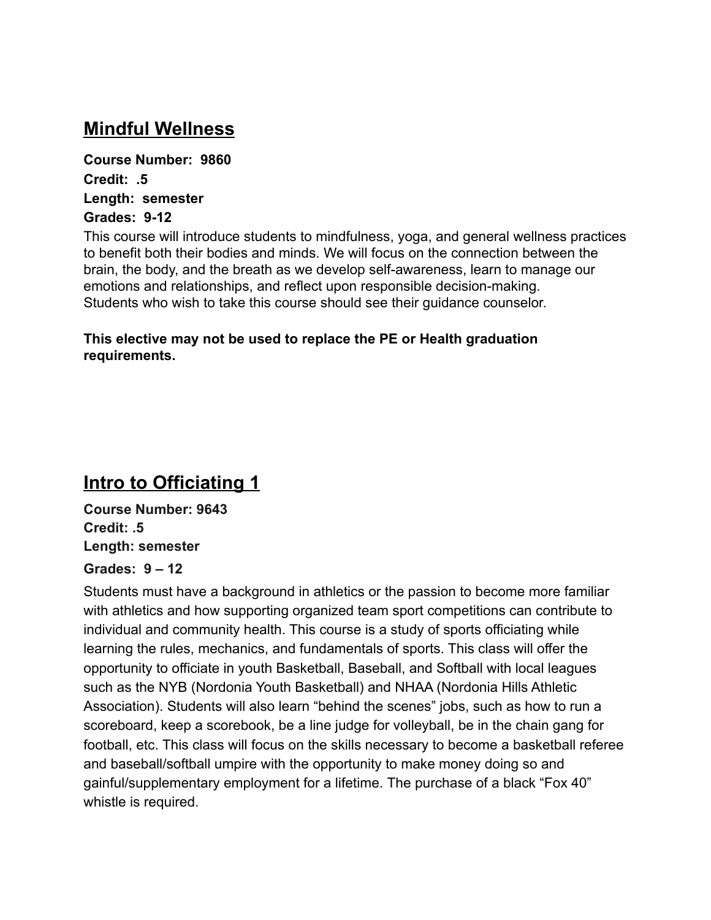## Mindful Wellness

**Course Number: 9860**
**Credit: .5**
**Length: semester**
**Grades: 9-12**

This course will introduce students to mindfulness, yoga, and general wellness practices to benefit both their bodies and minds. We will focus on the connection between the brain, the body, and the breath as we develop self-awareness, learn to manage our emotions and relationships, and reflect upon responsible decision-making.
Students who wish to take this course should see their guidance counselor.

**This elective may not be used to replace the PE or Health graduation requirements.**

## Intro to Officiating 1

**Course Number: 9643**
**Credit: .5**
**Length: semester**
**Grades: 9 – 12**

Students must have a background in athletics or the passion to become more familiar with athletics and how supporting organized team sport competitions can contribute to individual and community health. This course is a study of sports officiating while learning the rules, mechanics, and fundamentals of sports. This class will offer the opportunity to officiate in youth Basketball, Baseball, and Softball with local leagues such as the NYB (Nordonia Youth Basketball) and NHAA (Nordonia Hills Athletic Association). Students will also learn "behind the scenes" jobs, such as how to run a scoreboard, keep a scorebook, be a line judge for volleyball, be in the chain gang for football, etc. This class will focus on the skills necessary to become a basketball referee and baseball/softball umpire with the opportunity to make money doing so and gainful/supplementary employment for a lifetime. The purchase of a black "Fox 40" whistle is required.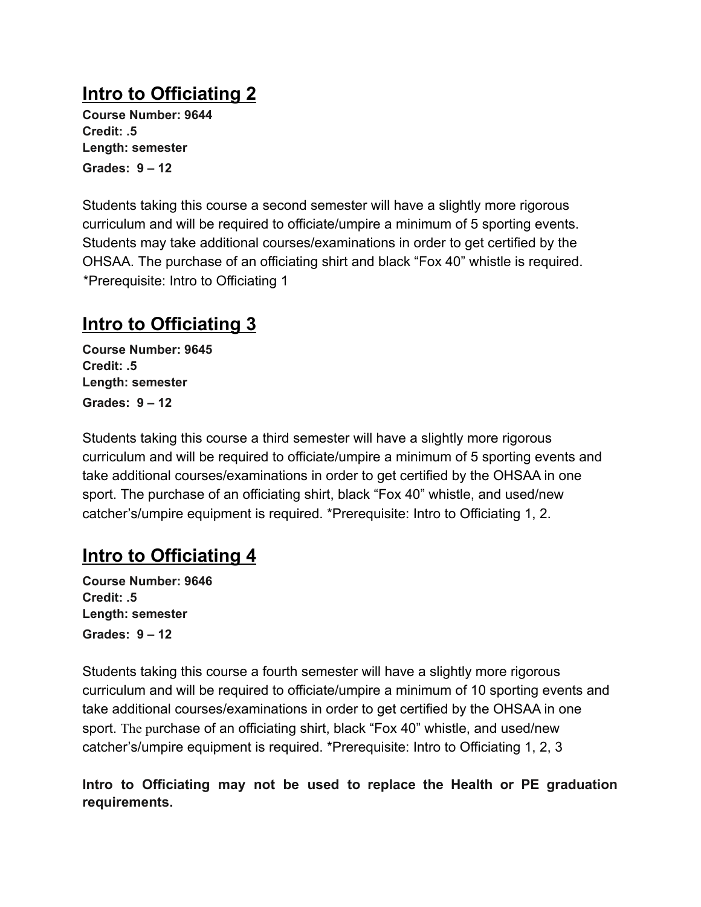## Intro to Officiating 2

**Course Number: 9644**
**Credit: .5**
**Length: semester**
**Grades: 9 – 12**

Students taking this course a second semester will have a slightly more rigorous curriculum and will be required to officiate/umpire a minimum of 5 sporting events. Students may take additional courses/examinations in order to get certified by the OHSAA. The purchase of an officiating shirt and black "Fox 40" whistle is required. *Prerequisite: Intro to Officiating 1

## Intro to Officiating 3

**Course Number: 9645**
**Credit: .5**
**Length: semester**
**Grades: 9 – 12**

Students taking this course a third semester will have a slightly more rigorous curriculum and will be required to officiate/umpire a minimum of 5 sporting events and take additional courses/examinations in order to get certified by the OHSAA in one sport. The purchase of an officiating shirt, black "Fox 40" whistle, and used/new catcher's/umpire equipment is required. *Prerequisite: Intro to Officiating 1, 2.

## Intro to Officiating 4

**Course Number: 9646**
**Credit: .5**
**Length: semester**
**Grades: 9 – 12**

Students taking this course a fourth semester will have a slightly more rigorous curriculum and will be required to officiate/umpire a minimum of 10 sporting events and take additional courses/examinations in order to get certified by the OHSAA in one sport. The purchase of an officiating shirt, black "Fox 40" whistle, and used/new catcher's/umpire equipment is required. *Prerequisite: Intro to Officiating 1, 2, 3

**Intro to Officiating may not be used to replace the Health or PE graduation requirements.**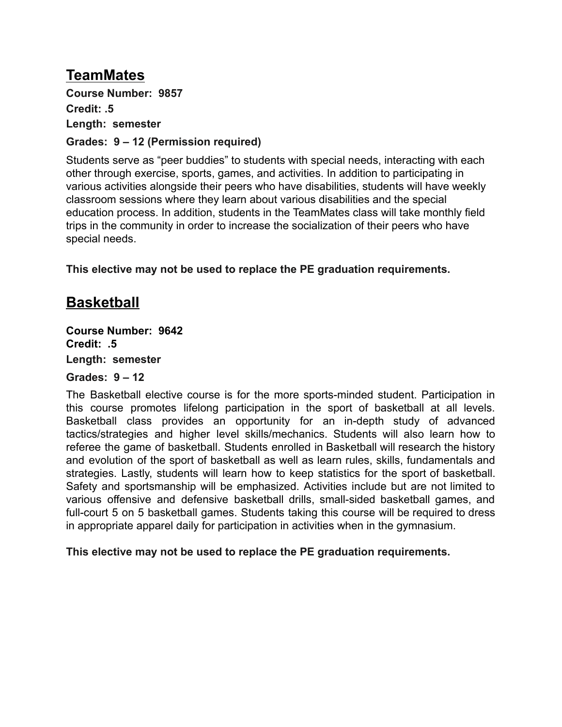## TeamMates

**Course Number: 9857**

**Credit: .5**

**Length: semester**

**Grades: 9 – 12 (Permission required)**

Students serve as “peer buddies” to students with special needs, interacting with each other through exercise, sports, games, and activities. In addition to participating in various activities alongside their peers who have disabilities, students will have weekly classroom sessions where they learn about various disabilities and the special education process. In addition, students in the TeamMates class will take monthly field trips in the community in order to increase the socialization of their peers who have special needs.

**This elective may not be used to replace the PE graduation requirements.**

## Basketball

**Course Number: 9642**

**Credit: .5**

**Length: semester**

**Grades: 9 – 12**

The Basketball elective course is for the more sports-minded student. Participation in this course promotes lifelong participation in the sport of basketball at all levels. Basketball class provides an opportunity for an in-depth study of advanced tactics/strategies and higher level skills/mechanics. Students will also learn how to referee the game of basketball. Students enrolled in Basketball will research the history and evolution of the sport of basketball as well as learn rules, skills, fundamentals and strategies. Lastly, students will learn how to keep statistics for the sport of basketball. Safety and sportsmanship will be emphasized. Activities include but are not limited to various offensive and defensive basketball drills, small-sided basketball games, and full-court 5 on 5 basketball games. Students taking this course will be required to dress in appropriate apparel daily for participation in activities when in the gymnasium.

**This elective may not be used to replace the PE graduation requirements.**